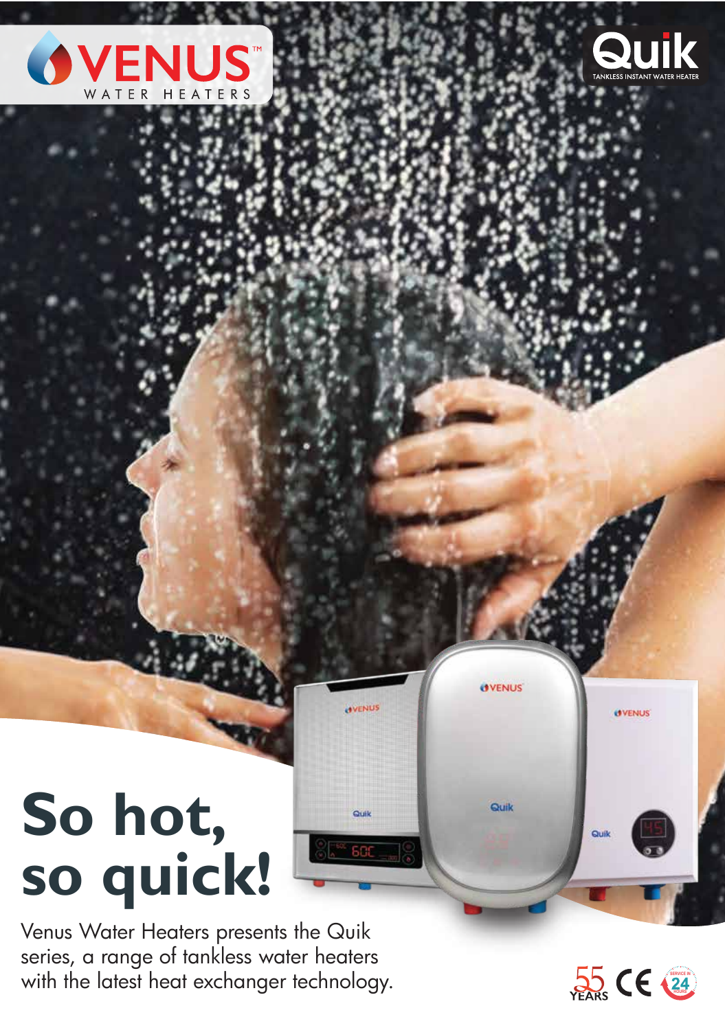VENUS™ WATER HEATERS

Quik TANKLESS INSTANT WATER HEATER

# So hot, so quick!

Venus Water Heaters presents the Quik series, a range of tankless water heaters with the latest heat exchanger technology.

55 YEARS CE SERVICE IN 24 HOURS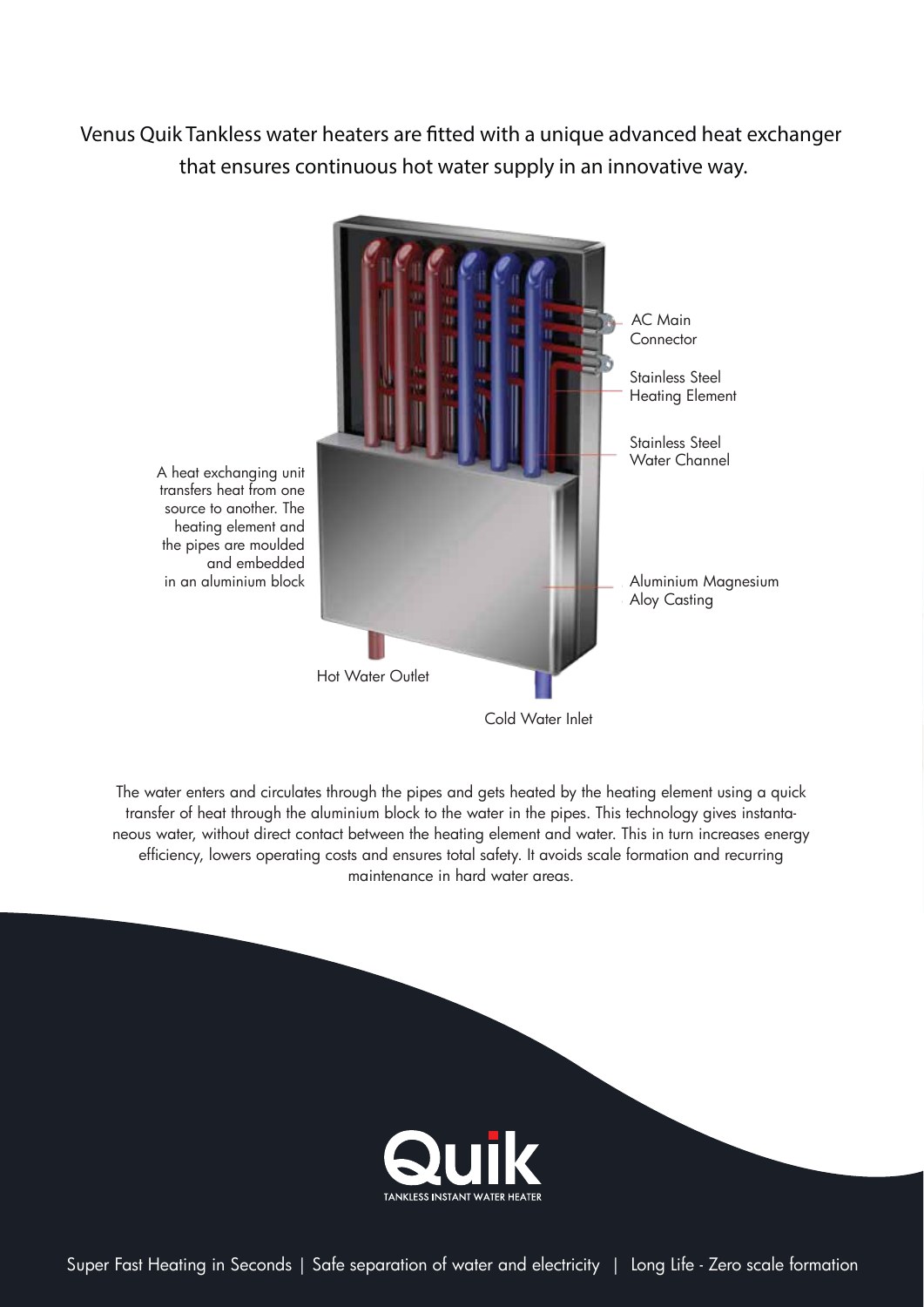Venus Quik Tankless water heaters are fitted with a unique advanced heat exchanger that ensures continuous hot water supply in an innovative way.

AC Main Connector

Stainless Steel Heating Element

Stainless Steel Water Channel

A heat exchanging unit transfers heat from one source to another. The heating element and the pipes are moulded and embedded in an aluminium block

Aluminium Magnesium Aloy Casting

Hot Water Outlet

Cold Water Inlet

The water enters and circulates through the pipes and gets heated by the heating element using a quick transfer of heat through the aluminium block to the water in the pipes. This technology gives instantaneous water, without direct contact between the heating element and water. This in turn increases energy efficiency, lowers operating costs and ensures total safety. It avoids scale formation and recurring maintenance in hard water areas.

Quik

TANKLESS INSTANT WATER HEATER

Super Fast Heating in Seconds | Safe separation of water and electricity | Long Life - Zero scale formation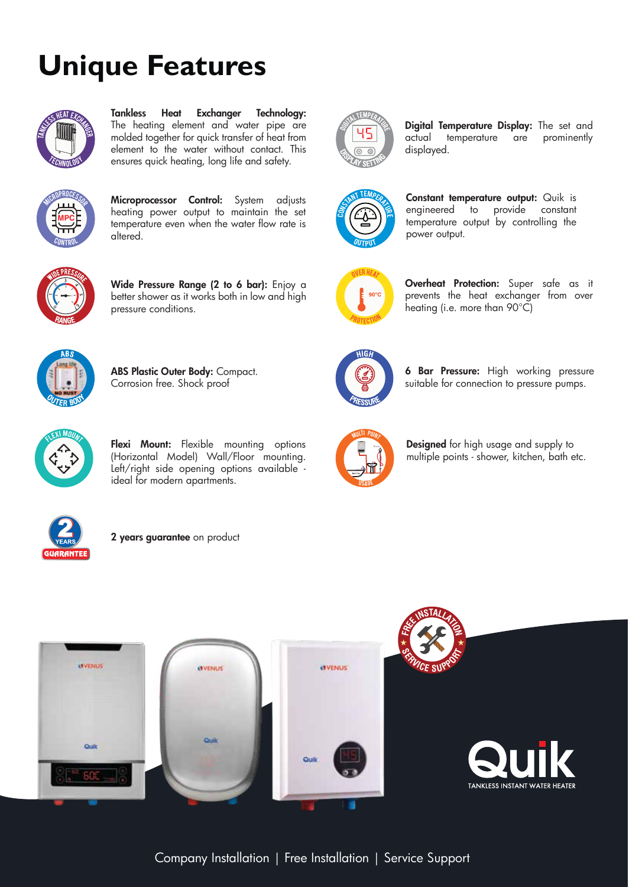# Unique Features

**Tankless Heat Exchanger Technology:** The heating element and water pipe are molded together for quick transfer of heat from element to the water without contact. This ensures quick heating, long life and safety.

**Microprocessor Control:** System adjusts heating power output to maintain the set temperature even when the water flow rate is altered.

**Wide Pressure Range (2 to 6 bar):** Enjoy a better shower as it works both in low and high pressure conditions.

**ABS Plastic Outer Body:** Compact. Corrosion free. Shock proof

**Flexi Mount:** Flexible mounting options (Horizontal Model) Wall/Floor mounting. Left/right side opening options available - ideal for modern apartments.

**2 years guarantee** on product

**Digital Temperature Display:** The set and actual temperature are prominently displayed.

**Constant temperature output:** Quik is engineered to provide constant temperature output by controlling the power output.

**Overheat Protection:** Super safe as it prevents the heat exchanger from over heating (i.e. more than 90°C)

**6 Bar Pressure:** High working pressure suitable for connection to pressure pumps.

**Designed** for high usage and supply to multiple points - shower, kitchen, bath etc.

Quik
TANKLESS INSTANT WATER HEATER

Company Installation | Free Installation | Service Support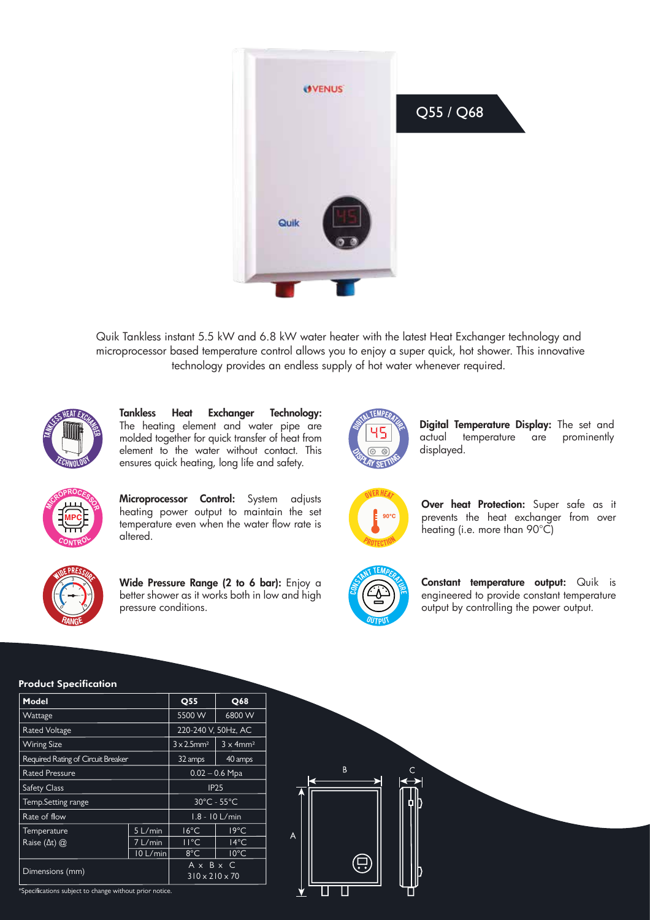Q55 / Q68

Quik Tankless instant 5.5 kW and 6.8 kW water heater with the latest Heat Exchanger technology and microprocessor based temperature control allows you to enjoy a super quick, hot shower. This innovative technology provides an endless supply of hot water whenever required.

**Tankless Heat Exchanger Technology:** The heating element and water pipe are molded together for quick transfer of heat from element to the water without contact. This ensures quick heating, long life and safety.

**Microprocessor Control:** System adjusts heating power output to maintain the set temperature even when the water flow rate is altered.

**Wide Pressure Range (2 to 6 bar):** Enjoy a better shower as it works both in low and high pressure conditions.

**Digital Temperature Display:** The set and actual temperature are prominently displayed.

**Over heat Protection:** Super safe as it prevents the heat exchanger from over heating (i.e. more than 90°C)

**Constant temperature output:** Quik is engineered to provide constant temperature output by controlling the power output.

## Product Specification

| Model | | Q55 | Q68 |
|---|---|---|---|
| Wattage | | 5500 W | 6800 W |
| Rated Voltage | | 220-240 V, 50Hz, AC | |
| Wiring Size | | 3 x 2.5mm² | 3 x 4mm² |
| Required Rating of Circuit Breaker | | 32 amps | 40 amps |
| Rated Pressure | | 0.02 – 0.6 Mpa | |
| Safety Class | | IP25 | |
| Temp.Setting range | | 30°C - 55°C | |
| Rate of flow | | 1.8 - 10 L/min | |
| Temperature Raise (Δt) @ | 5 L/min | 16°C | 19°C |
| | 7 L/min | 11°C | 14°C |
| | 10 L/min | 8°C | 10°C |
| Dimensions (mm) | | A x B x C<br>310 x 210 x 70 | |

*Specifications subject to change without prior notice.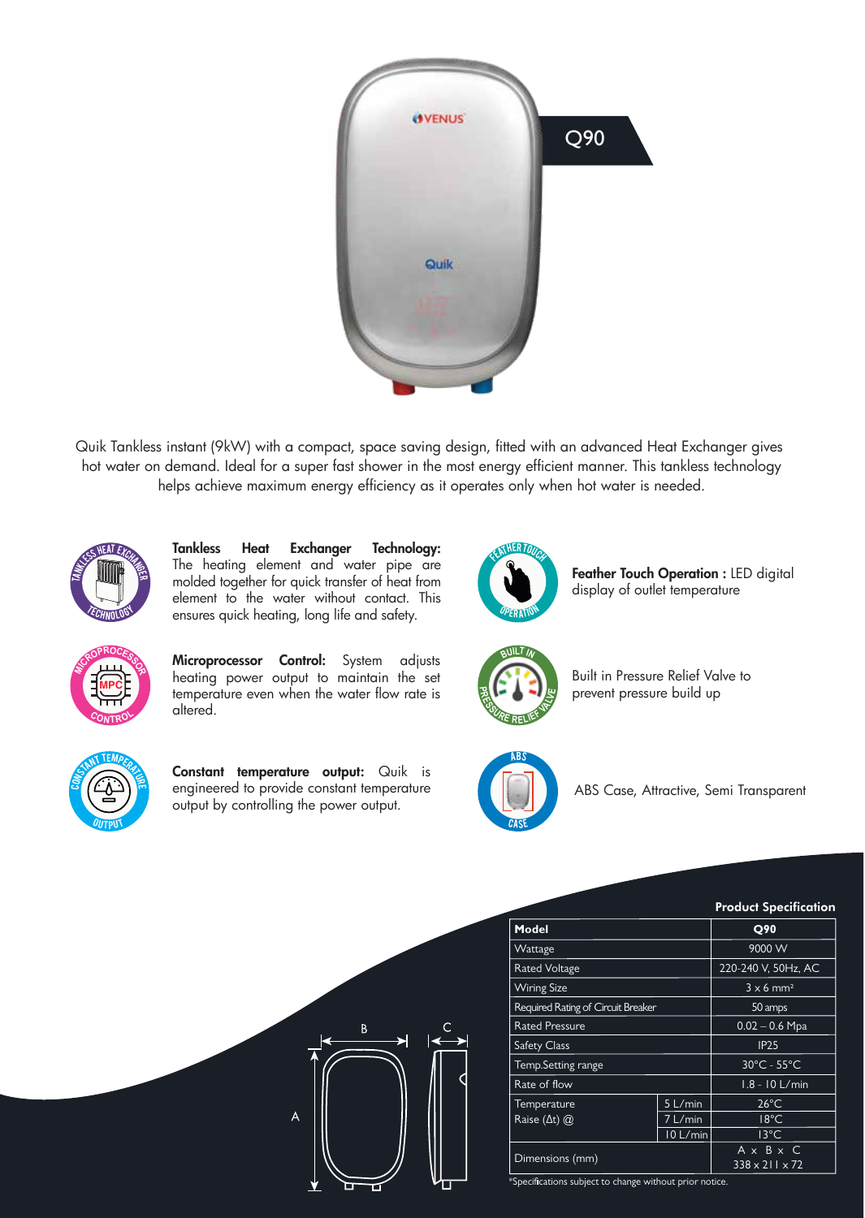Q90

Quik Tankless instant (9kW) with a compact, space saving design, fitted with an advanced Heat Exchanger gives hot water on demand. Ideal for a super fast shower in the most energy efficient manner. This tankless technology helps achieve maximum energy efficiency as it operates only when hot water is needed.

**Tankless Heat Exchanger Technology:** The heating element and water pipe are molded together for quick transfer of heat from element to the water without contact. This ensures quick heating, long life and safety.

**Microprocessor Control:** System adjusts heating power output to maintain the set temperature even when the water flow rate is altered.

**Constant temperature output:** Quik is engineered to provide constant temperature output by controlling the power output.

**Feather Touch Operation :** LED digital display of outlet temperature

Built in Pressure Relief Valve to prevent pressure build up

ABS Case, Attractive, Semi Transparent

**Product Specification**

| Model | | Q90 |
|---|---|---|
| Wattage | | 9000 W |
| Rated Voltage | | 220-240 V, 50Hz, AC |
| Wiring Size | | 3 x 6 mm² |
| Required Rating of Circuit Breaker | | 50 amps |
| Rated Pressure | | 0.02 – 0.6 Mpa |
| Safety Class | | IP25 |
| Temp.Setting range | | 30°C - 55°C |
| Rate of flow | | 1.8 - 10 L/min |
| Temperature Raise (Δt) @ | 5 L/min | 26°C |
| | 7 L/min | 18°C |
| | 10 L/min | 13°C |
| Dimensions (mm) | | A x B x C<br>338 x 211 x 72 |

*Specifications subject to change without prior notice.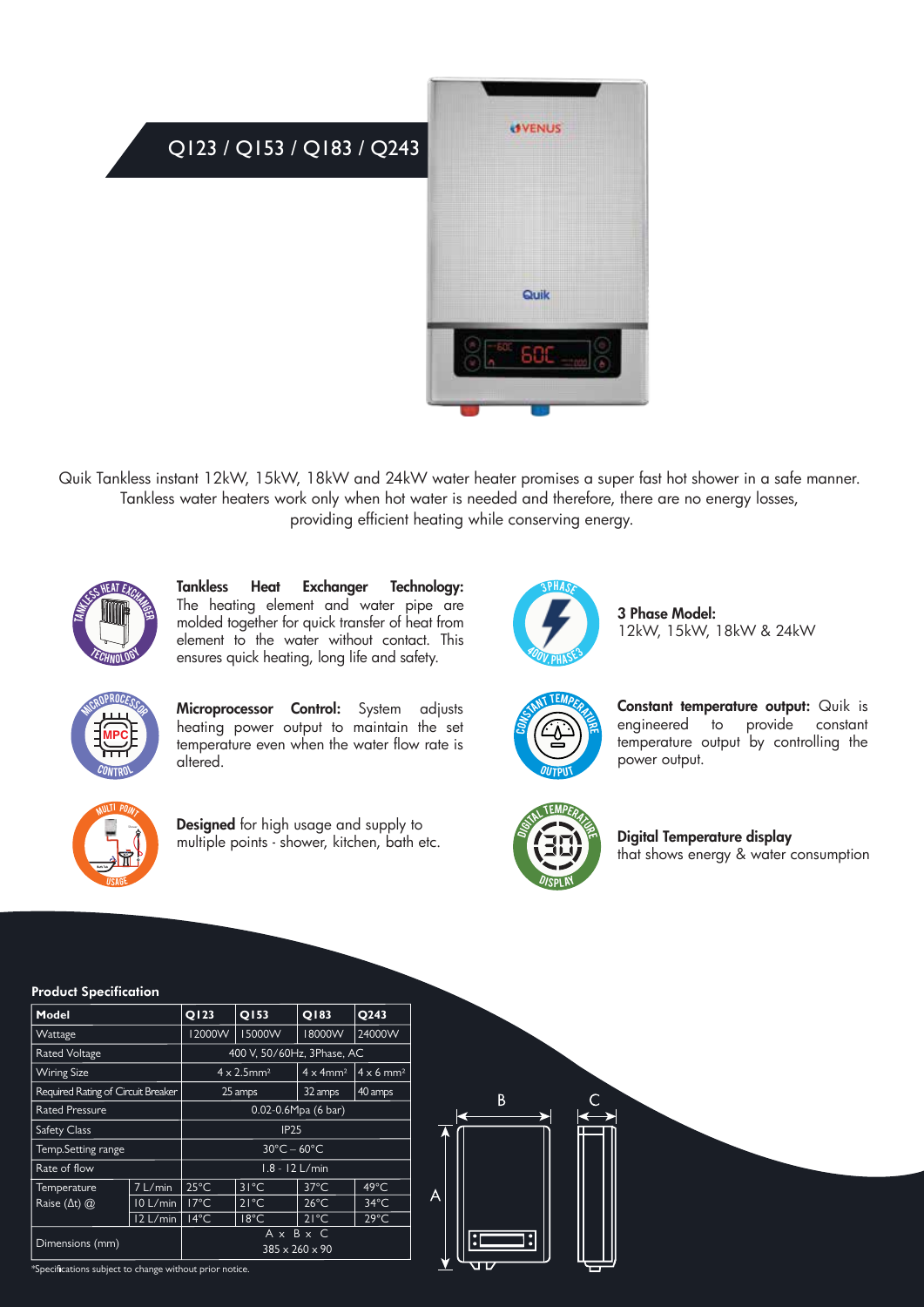## Q123 / Q153 / Q183 / Q243

Quik Tankless instant 12kW, 15kW, 18kW and 24kW water heater promises a super fast hot shower in a safe manner. Tankless water heaters work only when hot water is needed and therefore, there are no energy losses, providing efficient heating while conserving energy.

**Tankless Heat Exchanger Technology:** The heating element and water pipe are molded together for quick transfer of heat from element to the water without contact. This ensures quick heating, long life and safety.

**Microprocessor Control:** System adjusts heating power output to maintain the set temperature even when the water flow rate is altered.

**Designed** for high usage and supply to multiple points - shower, kitchen, bath etc.

**3 Phase Model:**
12kW, 15kW, 18kW & 24kW

**Constant temperature output:** Quik is engineered to provide constant temperature output by controlling the power output.

**Digital Temperature display**
that shows energy & water consumption

### Product Specification

| Model | | Q123 | Q153 | Q183 | Q243 |
|---|---|---|---|---|---|
| Wattage | | 12000W | 15000W | 18000W | 24000W |
| Rated Voltage | | 400 V, 50/60Hz, 3Phase, AC | | | |
| Wiring Size | | 4 x 2.5mm² | | 4 x 4mm² | 4 x 6 mm² |
| Required Rating of Circuit Breaker | | 25 amps | | 32 amps | 40 amps |
| Rated Pressure | | 0.02-0.6Mpa (6 bar) | | | |
| Safety Class | | IP25 | | | |
| Temp.Setting range | | 30°C – 60°C | | | |
| Rate of flow | | 1.8 - 12 L/min | | | |
| Temperature Raise (Δt) @ | 7 L/min | 25°C | 31°C | 37°C | 49°C |
| | 10 L/min | 17°C | 21°C | 26°C | 34°C |
| | 12 L/min | 14°C | 18°C | 21°C | 29°C |
| Dimensions (mm) | | A x B x C<br>385 x 260 x 90 | | | |

*Specifications subject to change without prior notice.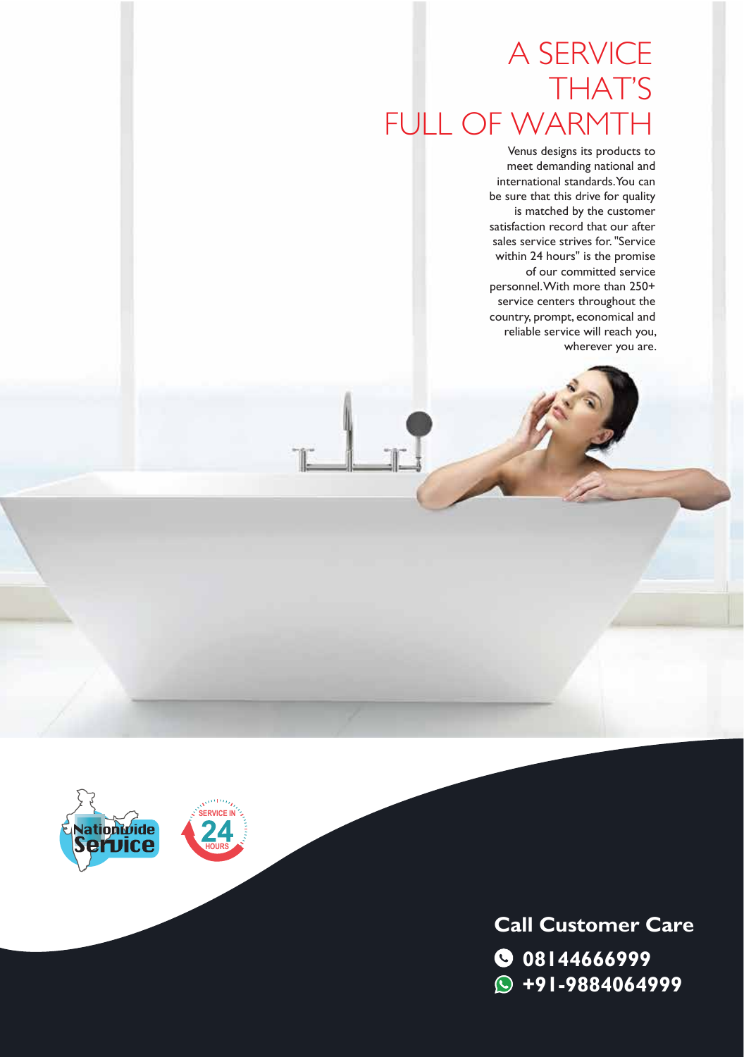# A SERVICE THAT'S FULL OF WARMTH

Venus designs its products to meet demanding national and international standards. You can be sure that this drive for quality is matched by the customer satisfaction record that our after sales service strives for. "Service within 24 hours" is the promise of our committed service personnel. With more than 250+ service centers throughout the country, prompt, economical and reliable service will reach you, wherever you are.

Nationwide Service

SERVICE IN 24 HOURS

**Call Customer Care**

**08144666999**

**+91-9884064999**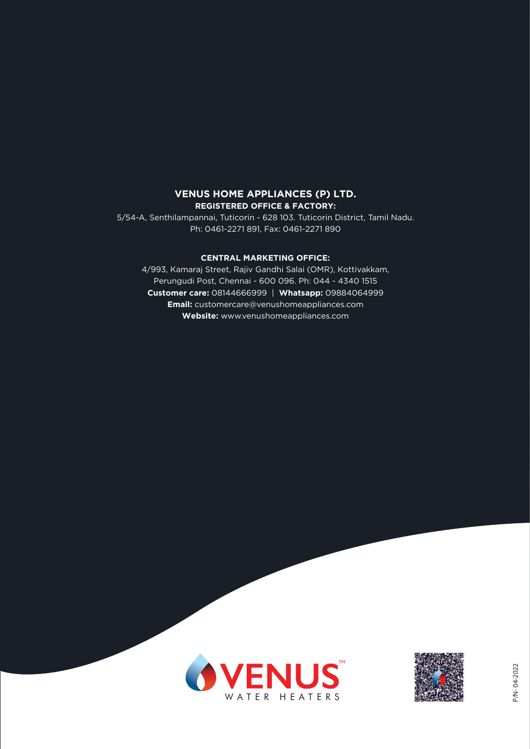## VENUS HOME APPLIANCES (P) LTD.

**REGISTERED OFFICE & FACTORY:**

5/54-A, Senthilampannai, Tuticorin - 628 103. Tuticorin District, Tamil Nadu.
Ph: 0461-2271 891, Fax: 0461-2271 890

**CENTRAL MARKETING OFFICE:**

4/993, Kamaraj Street, Rajiv Gandhi Salai (OMR), Kottivakkam,
Perungudi Post, Chennai - 600 096. Ph: 044 - 4340 1515
**Customer care:** 08144666999 | **Whatsapp:** 09884064999
**Email:** customercare@venushomeappliances.com
**Website:** www.venushomeappliances.com

VENUS™
WATER HEATERS

P/N-04-2022